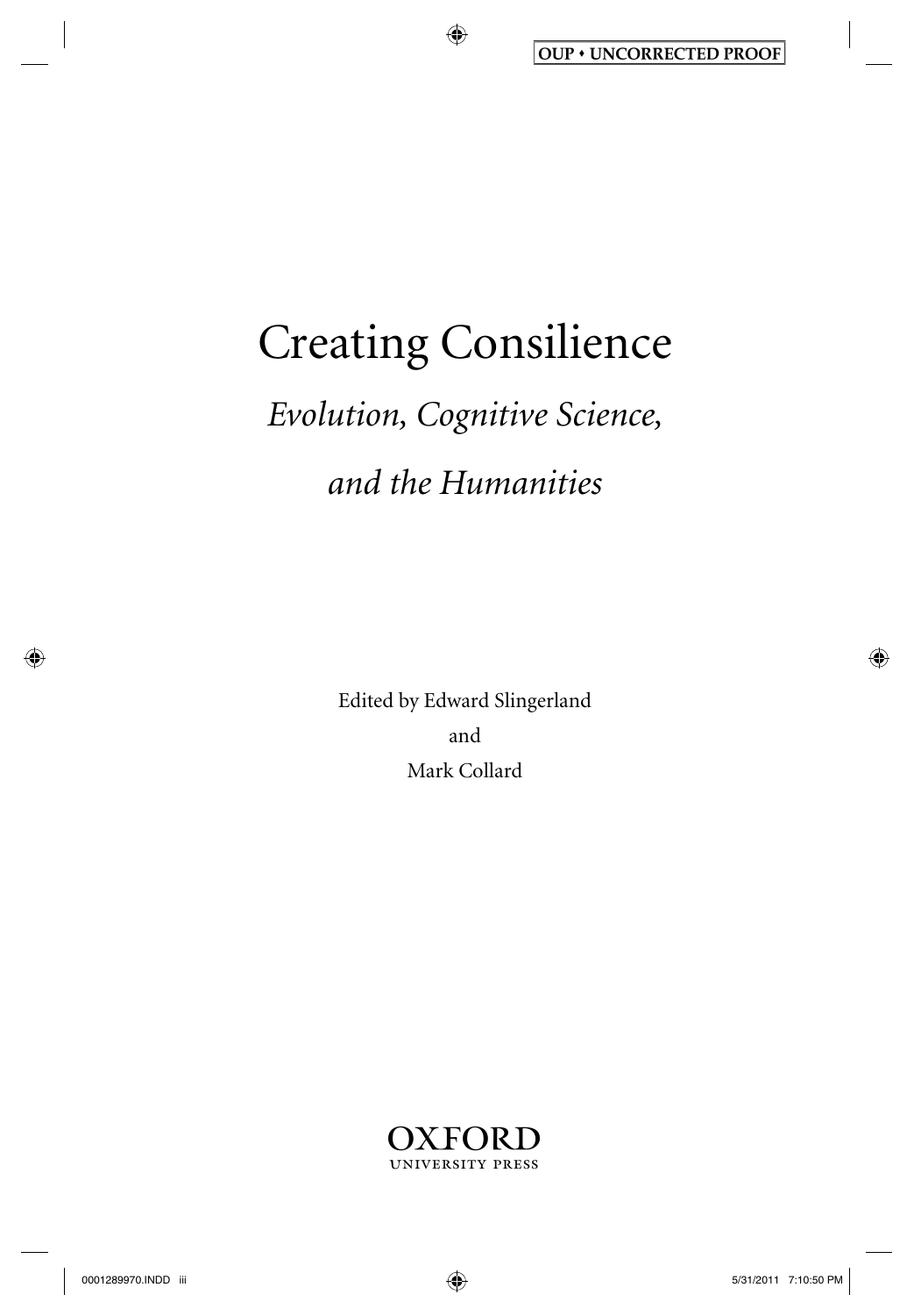# Creating Consilience

## *Evolution, Cognitive Science, and the Humanities*

Edited by Edward Slingerland

and

Mark Collard

OXFORD
UNIVERSITY PRESS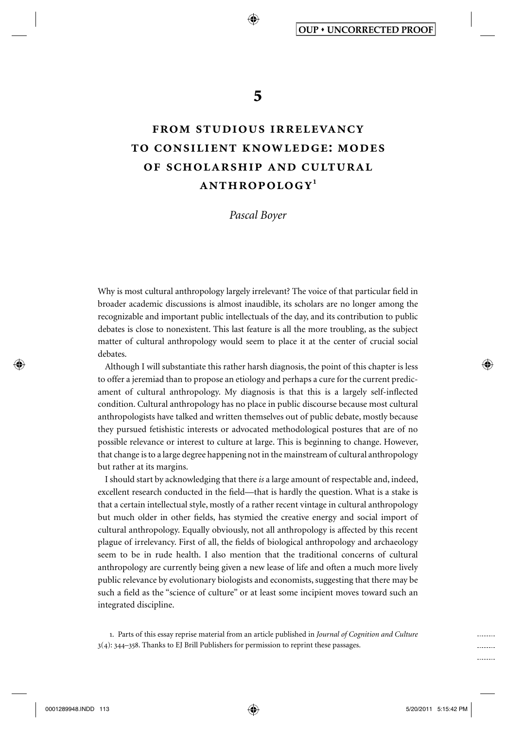# 5

# FROM STUDIOUS IRRELEVANCY TO CONSILIENT KNOWLEDGE: MODES OF SCHOLARSHIP AND CULTURAL ANTHROPOLOGY[1]

*Pascal Boyer*

Why is most cultural anthropology largely irrelevant? The voice of that particular field in broader academic discussions is almost inaudible, its scholars are no longer among the recognizable and important public intellectuals of the day, and its contribution to public debates is close to nonexistent. This last feature is all the more troubling, as the subject matter of cultural anthropology would seem to place it at the center of crucial social debates.

Although I will substantiate this rather harsh diagnosis, the point of this chapter is less to offer a jeremiad than to propose an etiology and perhaps a cure for the current predicament of cultural anthropology. My diagnosis is that this is a largely self-inflected condition. Cultural anthropology has no place in public discourse because most cultural anthropologists have talked and written themselves out of public debate, mostly because they pursued fetishistic interests or advocated methodological postures that are of no possible relevance or interest to culture at large. This is beginning to change. However, that change is to a large degree happening not in the mainstream of cultural anthropology but rather at its margins.

I should start by acknowledging that there *is* a large amount of respectable and, indeed, excellent research conducted in the field—that is hardly the question. What is a stake is that a certain intellectual style, mostly of a rather recent vintage in cultural anthropology but much older in other fields, has stymied the creative energy and social import of cultural anthropology. Equally obviously, not all anthropology is affected by this recent plague of irrelevancy. First of all, the fields of biological anthropology and archaeology seem to be in rude health. I also mention that the traditional concerns of cultural anthropology are currently being given a new lease of life and often a much more lively public relevance by evolutionary biologists and economists, suggesting that there may be such a field as the "science of culture" or at least some incipient moves toward such an integrated discipline.

1. Parts of this essay reprise material from an article published in *Journal of Cognition and Culture* 3(4): 344–358. Thanks to EJ Brill Publishers for permission to reprint these passages.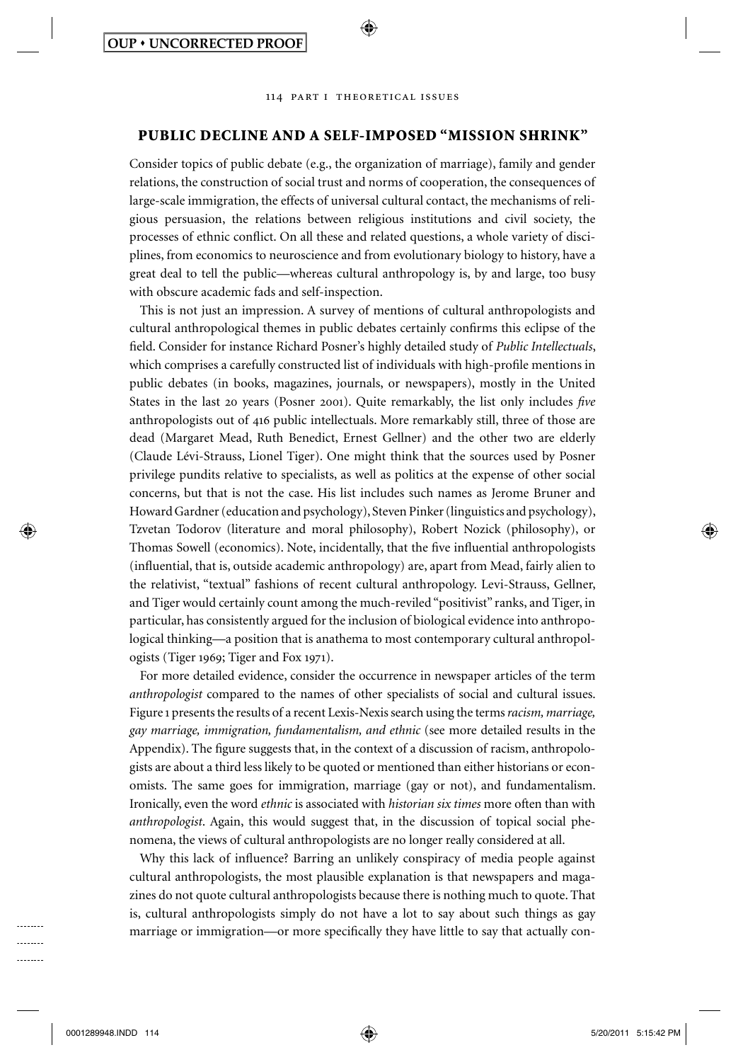## PUBLIC DECLINE AND A SELF-IMPOSED "MISSION SHRINK"

Consider topics of public debate (e.g., the organization of marriage), family and gender relations, the construction of social trust and norms of cooperation, the consequences of large-scale immigration, the effects of universal cultural contact, the mechanisms of religious persuasion, the relations between religious institutions and civil society, the processes of ethnic conflict. On all these and related questions, a whole variety of disciplines, from economics to neuroscience and from evolutionary biology to history, have a great deal to tell the public—whereas cultural anthropology is, by and large, too busy with obscure academic fads and self-inspection.

This is not just an impression. A survey of mentions of cultural anthropologists and cultural anthropological themes in public debates certainly confirms this eclipse of the field. Consider for instance Richard Posner's highly detailed study of *Public Intellectuals*, which comprises a carefully constructed list of individuals with high-profile mentions in public debates (in books, magazines, journals, or newspapers), mostly in the United States in the last 20 years (Posner 2001). Quite remarkably, the list only includes *five* anthropologists out of 416 public intellectuals. More remarkably still, three of those are dead (Margaret Mead, Ruth Benedict, Ernest Gellner) and the other two are elderly (Claude Lévi-Strauss, Lionel Tiger). One might think that the sources used by Posner privilege pundits relative to specialists, as well as politics at the expense of other social concerns, but that is not the case. His list includes such names as Jerome Bruner and Howard Gardner (education and psychology), Steven Pinker (linguistics and psychology), Tzvetan Todorov (literature and moral philosophy), Robert Nozick (philosophy), or Thomas Sowell (economics). Note, incidentally, that the five influential anthropologists (influential, that is, outside academic anthropology) are, apart from Mead, fairly alien to the relativist, "textual" fashions of recent cultural anthropology. Levi-Strauss, Gellner, and Tiger would certainly count among the much-reviled "positivist" ranks, and Tiger, in particular, has consistently argued for the inclusion of biological evidence into anthropological thinking—a position that is anathema to most contemporary cultural anthropologists (Tiger 1969; Tiger and Fox 1971).

For more detailed evidence, consider the occurrence in newspaper articles of the term *anthropologist* compared to the names of other specialists of social and cultural issues. Figure 1 presents the results of a recent Lexis-Nexis search using the terms *racism, marriage, gay marriage, immigration, fundamentalism, and ethnic* (see more detailed results in the Appendix). The figure suggests that, in the context of a discussion of racism, anthropologists are about a third less likely to be quoted or mentioned than either historians or economists. The same goes for immigration, marriage (gay or not), and fundamentalism. Ironically, even the word *ethnic* is associated with *historian six times* more often than with *anthropologist*. Again, this would suggest that, in the discussion of topical social phenomena, the views of cultural anthropologists are no longer really considered at all.

Why this lack of influence? Barring an unlikely conspiracy of media people against cultural anthropologists, the most plausible explanation is that newspapers and magazines do not quote cultural anthropologists because there is nothing much to quote. That is, cultural anthropologists simply do not have a lot to say about such things as gay marriage or immigration—or more specifically they have little to say that actually con-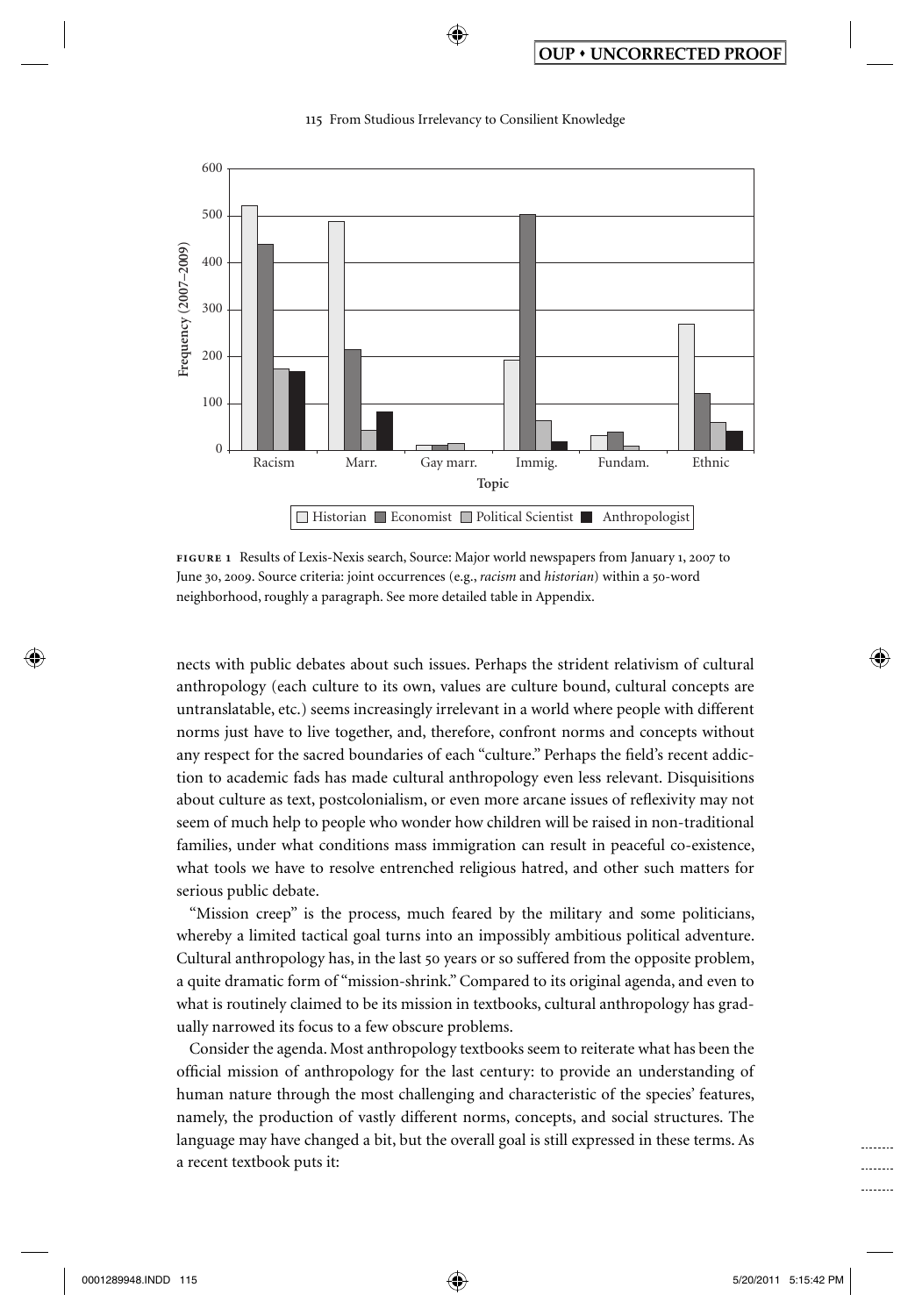**FIGURE 1** Results of Lexis-Nexis search, Source: Major world newspapers from January 1, 2007 to June 30, 2009. Source criteria: joint occurrences (e.g., *racism* and *historian*) within a 50-word neighborhood, roughly a paragraph. See more detailed table in Appendix.

nects with public debates about such issues. Perhaps the strident relativism of cultural anthropology (each culture to its own, values are culture bound, cultural concepts are untranslatable, etc.) seems increasingly irrelevant in a world where people with different norms just have to live together, and, therefore, confront norms and concepts without any respect for the sacred boundaries of each "culture." Perhaps the field's recent addiction to academic fads has made cultural anthropology even less relevant. Disquisitions about culture as text, postcolonialism, or even more arcane issues of reflexivity may not seem of much help to people who wonder how children will be raised in non-traditional families, under what conditions mass immigration can result in peaceful co-existence, what tools we have to resolve entrenched religious hatred, and other such matters for serious public debate.

"Mission creep" is the process, much feared by the military and some politicians, whereby a limited tactical goal turns into an impossibly ambitious political adventure. Cultural anthropology has, in the last 50 years or so suffered from the opposite problem, a quite dramatic form of "mission-shrink." Compared to its original agenda, and even to what is routinely claimed to be its mission in textbooks, cultural anthropology has gradually narrowed its focus to a few obscure problems.

Consider the agenda. Most anthropology textbooks seem to reiterate what has been the official mission of anthropology for the last century: to provide an understanding of human nature through the most challenging and characteristic of the species' features, namely, the production of vastly different norms, concepts, and social structures. The language may have changed a bit, but the overall goal is still expressed in these terms. As a recent textbook puts it: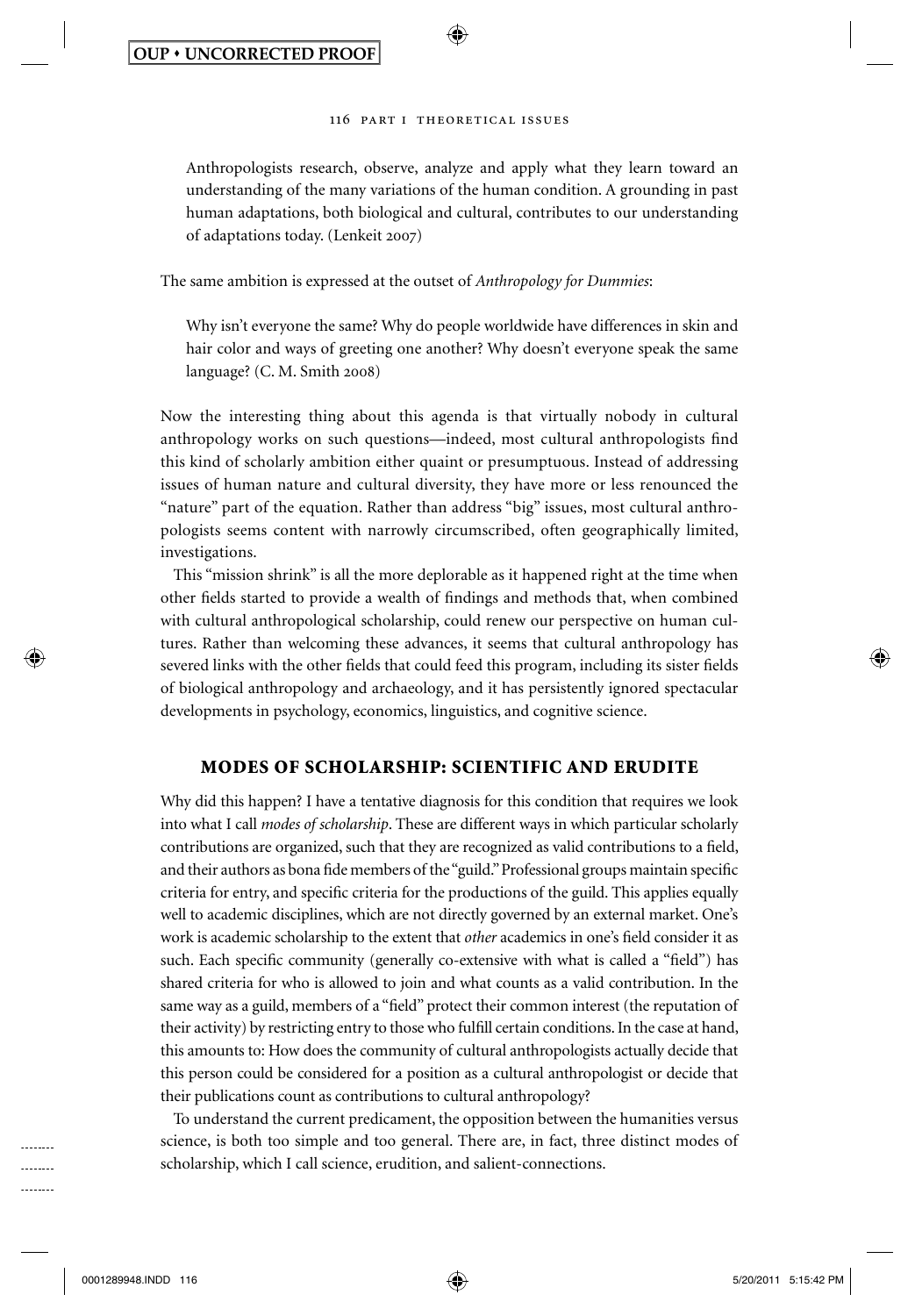> Anthropologists research, observe, analyze and apply what they learn toward an understanding of the many variations of the human condition. A grounding in past human adaptations, both biological and cultural, contributes to our understanding of adaptations today. (Lenkeit 2007)

The same ambition is expressed at the outset of *Anthropology for Dummies*:

> Why isn't everyone the same? Why do people worldwide have differences in skin and hair color and ways of greeting one another? Why doesn't everyone speak the same language? (C. M. Smith 2008)

Now the interesting thing about this agenda is that virtually nobody in cultural anthropology works on such questions—indeed, most cultural anthropologists find this kind of scholarly ambition either quaint or presumptuous. Instead of addressing issues of human nature and cultural diversity, they have more or less renounced the "nature" part of the equation. Rather than address "big" issues, most cultural anthropologists seems content with narrowly circumscribed, often geographically limited, investigations.

This "mission shrink" is all the more deplorable as it happened right at the time when other fields started to provide a wealth of findings and methods that, when combined with cultural anthropological scholarship, could renew our perspective on human cultures. Rather than welcoming these advances, it seems that cultural anthropology has severed links with the other fields that could feed this program, including its sister fields of biological anthropology and archaeology, and it has persistently ignored spectacular developments in psychology, economics, linguistics, and cognitive science.

## MODES OF SCHOLARSHIP: SCIENTIFIC AND ERUDITE

Why did this happen? I have a tentative diagnosis for this condition that requires we look into what I call *modes of scholarship*. These are different ways in which particular scholarly contributions are organized, such that they are recognized as valid contributions to a field, and their authors as bona fide members of the "guild." Professional groups maintain specific criteria for entry, and specific criteria for the productions of the guild. This applies equally well to academic disciplines, which are not directly governed by an external market. One's work is academic scholarship to the extent that *other* academics in one's field consider it as such. Each specific community (generally co-extensive with what is called a "field") has shared criteria for who is allowed to join and what counts as a valid contribution. In the same way as a guild, members of a "field" protect their common interest (the reputation of their activity) by restricting entry to those who fulfill certain conditions. In the case at hand, this amounts to: How does the community of cultural anthropologists actually decide that this person could be considered for a position as a cultural anthropologist or decide that their publications count as contributions to cultural anthropology?

To understand the current predicament, the opposition between the humanities versus science, is both too simple and too general. There are, in fact, three distinct modes of scholarship, which I call science, erudition, and salient-connections.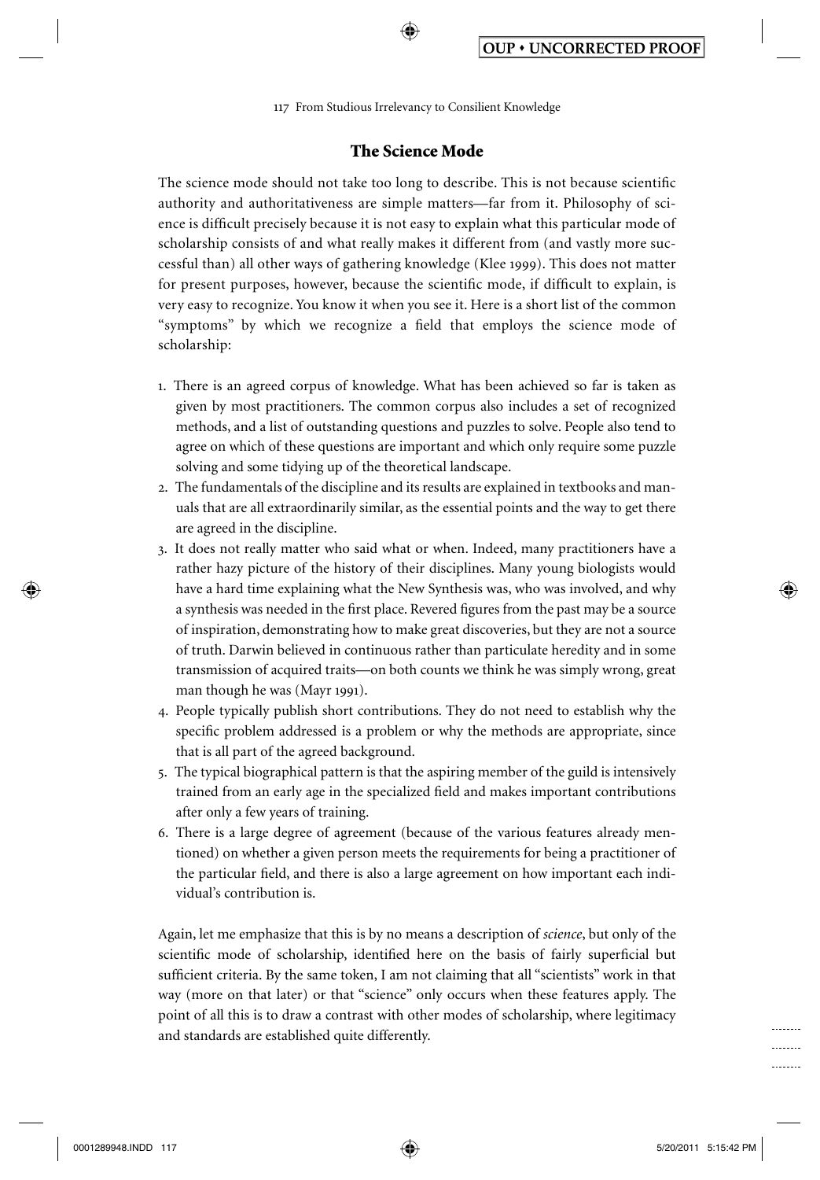## The Science Mode

The science mode should not take too long to describe. This is not because scientific authority and authoritativeness are simple matters—far from it. Philosophy of science is difficult precisely because it is not easy to explain what this particular mode of scholarship consists of and what really makes it different from (and vastly more successful than) all other ways of gathering knowledge (Klee 1999). This does not matter for present purposes, however, because the scientific mode, if difficult to explain, is very easy to recognize. You know it when you see it. Here is a short list of the common "symptoms" by which we recognize a field that employs the science mode of scholarship:

1. There is an agreed corpus of knowledge. What has been achieved so far is taken as given by most practitioners. The common corpus also includes a set of recognized methods, and a list of outstanding questions and puzzles to solve. People also tend to agree on which of these questions are important and which only require some puzzle solving and some tidying up of the theoretical landscape.
2. The fundamentals of the discipline and its results are explained in textbooks and manuals that are all extraordinarily similar, as the essential points and the way to get there are agreed in the discipline.
3. It does not really matter who said what or when. Indeed, many practitioners have a rather hazy picture of the history of their disciplines. Many young biologists would have a hard time explaining what the New Synthesis was, who was involved, and why a synthesis was needed in the first place. Revered figures from the past may be a source of inspiration, demonstrating how to make great discoveries, but they are not a source of truth. Darwin believed in continuous rather than particulate heredity and in some transmission of acquired traits—on both counts we think he was simply wrong, great man though he was (Mayr 1991).
4. People typically publish short contributions. They do not need to establish why the specific problem addressed is a problem or why the methods are appropriate, since that is all part of the agreed background.
5. The typical biographical pattern is that the aspiring member of the guild is intensively trained from an early age in the specialized field and makes important contributions after only a few years of training.
6. There is a large degree of agreement (because of the various features already mentioned) on whether a given person meets the requirements for being a practitioner of the particular field, and there is also a large agreement on how important each individual's contribution is.

Again, let me emphasize that this is by no means a description of *science*, but only of the scientific mode of scholarship, identified here on the basis of fairly superficial but sufficient criteria. By the same token, I am not claiming that all "scientists" work in that way (more on that later) or that "science" only occurs when these features apply. The point of all this is to draw a contrast with other modes of scholarship, where legitimacy and standards are established quite differently.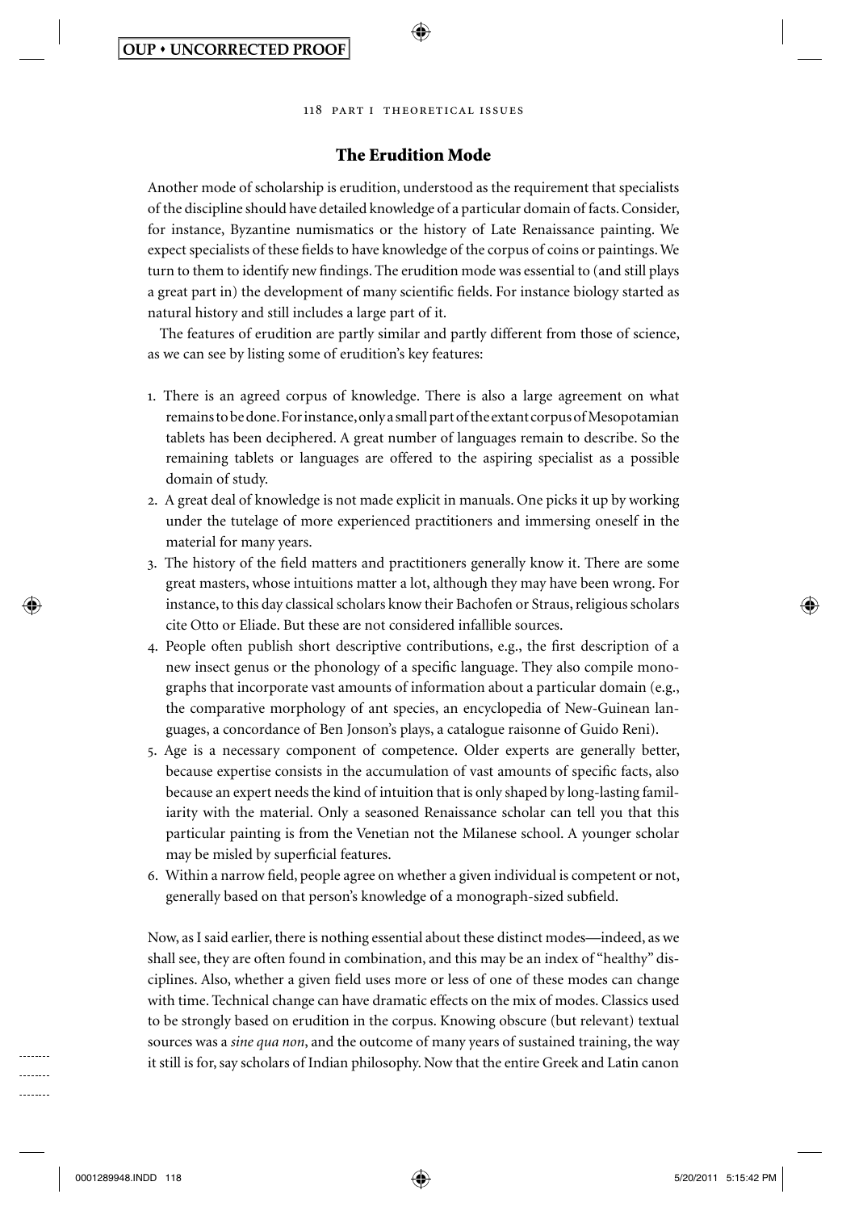## The Erudition Mode

Another mode of scholarship is erudition, understood as the requirement that specialists of the discipline should have detailed knowledge of a particular domain of facts. Consider, for instance, Byzantine numismatics or the history of Late Renaissance painting. We expect specialists of these fields to have knowledge of the corpus of coins or paintings. We turn to them to identify new findings. The erudition mode was essential to (and still plays a great part in) the development of many scientific fields. For instance biology started as natural history and still includes a large part of it.

The features of erudition are partly similar and partly different from those of science, as we can see by listing some of erudition's key features:

1. There is an agreed corpus of knowledge. There is also a large agreement on what remains to be done. For instance, only a small part of the extant corpus of Mesopotamian tablets has been deciphered. A great number of languages remain to describe. So the remaining tablets or languages are offered to the aspiring specialist as a possible domain of study.
2. A great deal of knowledge is not made explicit in manuals. One picks it up by working under the tutelage of more experienced practitioners and immersing oneself in the material for many years.
3. The history of the field matters and practitioners generally know it. There are some great masters, whose intuitions matter a lot, although they may have been wrong. For instance, to this day classical scholars know their Bachofen or Straus, religious scholars cite Otto or Eliade. But these are not considered infallible sources.
4. People often publish short descriptive contributions, e.g., the first description of a new insect genus or the phonology of a specific language. They also compile monographs that incorporate vast amounts of information about a particular domain (e.g., the comparative morphology of ant species, an encyclopedia of New-Guinean languages, a concordance of Ben Jonson's plays, a catalogue raisonne of Guido Reni).
5. Age is a necessary component of competence. Older experts are generally better, because expertise consists in the accumulation of vast amounts of specific facts, also because an expert needs the kind of intuition that is only shaped by long-lasting familiarity with the material. Only a seasoned Renaissance scholar can tell you that this particular painting is from the Venetian not the Milanese school. A younger scholar may be misled by superficial features.
6. Within a narrow field, people agree on whether a given individual is competent or not, generally based on that person's knowledge of a monograph-sized subfield.

Now, as I said earlier, there is nothing essential about these distinct modes—indeed, as we shall see, they are often found in combination, and this may be an index of "healthy" disciplines. Also, whether a given field uses more or less of one of these modes can change with time. Technical change can have dramatic effects on the mix of modes. Classics used to be strongly based on erudition in the corpus. Knowing obscure (but relevant) textual sources was a *sine qua non*, and the outcome of many years of sustained training, the way it still is for, say scholars of Indian philosophy. Now that the entire Greek and Latin canon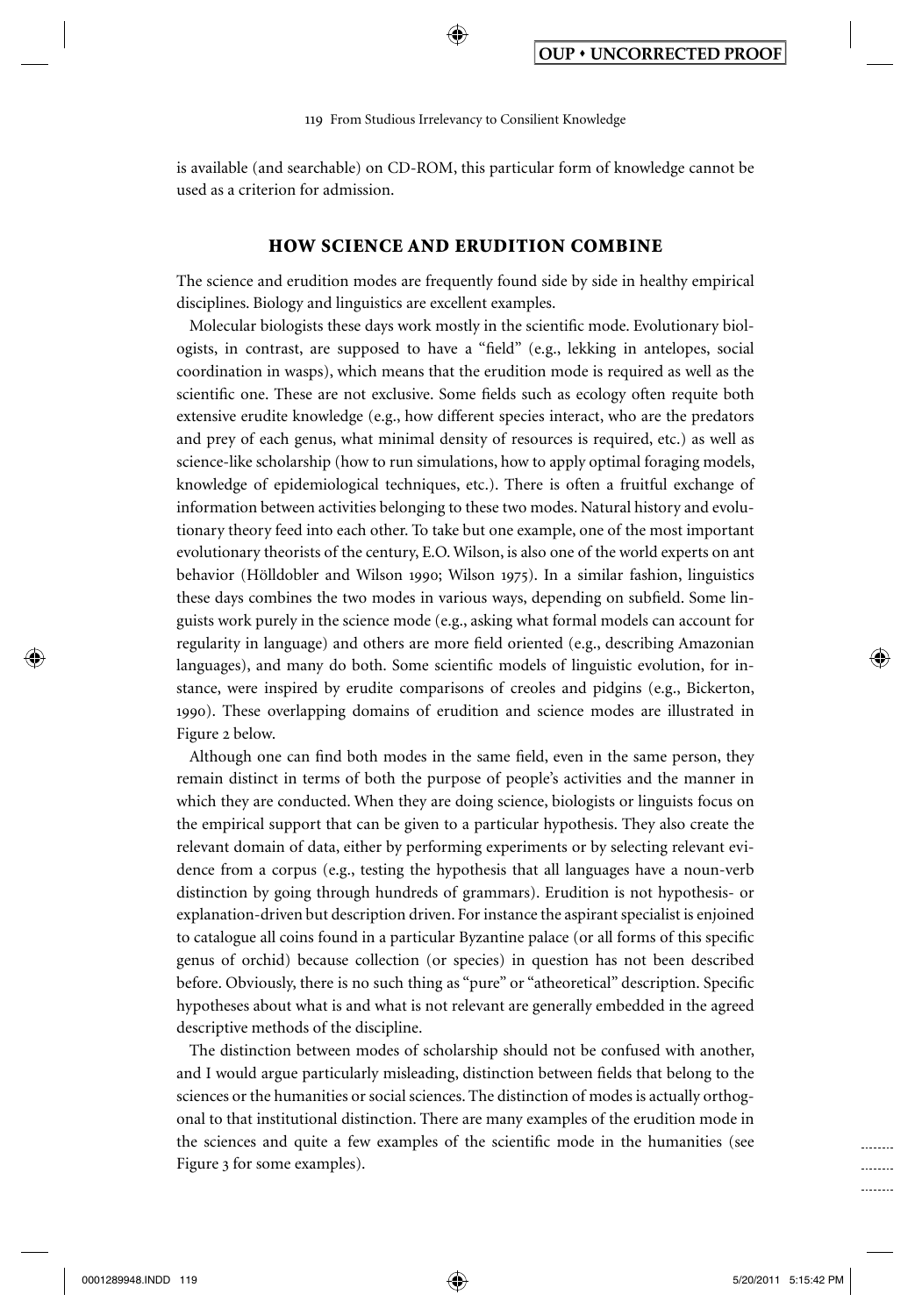is available (and searchable) on CD-ROM, this particular form of knowledge cannot be used as a criterion for admission.

## HOW SCIENCE AND ERUDITION COMBINE

The science and erudition modes are frequently found side by side in healthy empirical disciplines. Biology and linguistics are excellent examples.

Molecular biologists these days work mostly in the scientific mode. Evolutionary biologists, in contrast, are supposed to have a "field" (e.g., lekking in antelopes, social coordination in wasps), which means that the erudition mode is required as well as the scientific one. These are not exclusive. Some fields such as ecology often requite both extensive erudite knowledge (e.g., how different species interact, who are the predators and prey of each genus, what minimal density of resources is required, etc.) as well as science-like scholarship (how to run simulations, how to apply optimal foraging models, knowledge of epidemiological techniques, etc.). There is often a fruitful exchange of information between activities belonging to these two modes. Natural history and evolutionary theory feed into each other. To take but one example, one of the most important evolutionary theorists of the century, E.O. Wilson, is also one of the world experts on ant behavior (Hölldobler and Wilson 1990; Wilson 1975). In a similar fashion, linguistics these days combines the two modes in various ways, depending on subfield. Some linguists work purely in the science mode (e.g., asking what formal models can account for regularity in language) and others are more field oriented (e.g., describing Amazonian languages), and many do both. Some scientific models of linguistic evolution, for instance, were inspired by erudite comparisons of creoles and pidgins (e.g., Bickerton, 1990). These overlapping domains of erudition and science modes are illustrated in Figure 2 below.

Although one can find both modes in the same field, even in the same person, they remain distinct in terms of both the purpose of people's activities and the manner in which they are conducted. When they are doing science, biologists or linguists focus on the empirical support that can be given to a particular hypothesis. They also create the relevant domain of data, either by performing experiments or by selecting relevant evidence from a corpus (e.g., testing the hypothesis that all languages have a noun-verb distinction by going through hundreds of grammars). Erudition is not hypothesis- or explanation-driven but description driven. For instance the aspirant specialist is enjoined to catalogue all coins found in a particular Byzantine palace (or all forms of this specific genus of orchid) because collection (or species) in question has not been described before. Obviously, there is no such thing as "pure" or "atheoretical" description. Specific hypotheses about what is and what is not relevant are generally embedded in the agreed descriptive methods of the discipline.

The distinction between modes of scholarship should not be confused with another, and I would argue particularly misleading, distinction between fields that belong to the sciences or the humanities or social sciences. The distinction of modes is actually orthogonal to that institutional distinction. There are many examples of the erudition mode in the sciences and quite a few examples of the scientific mode in the humanities (see Figure 3 for some examples).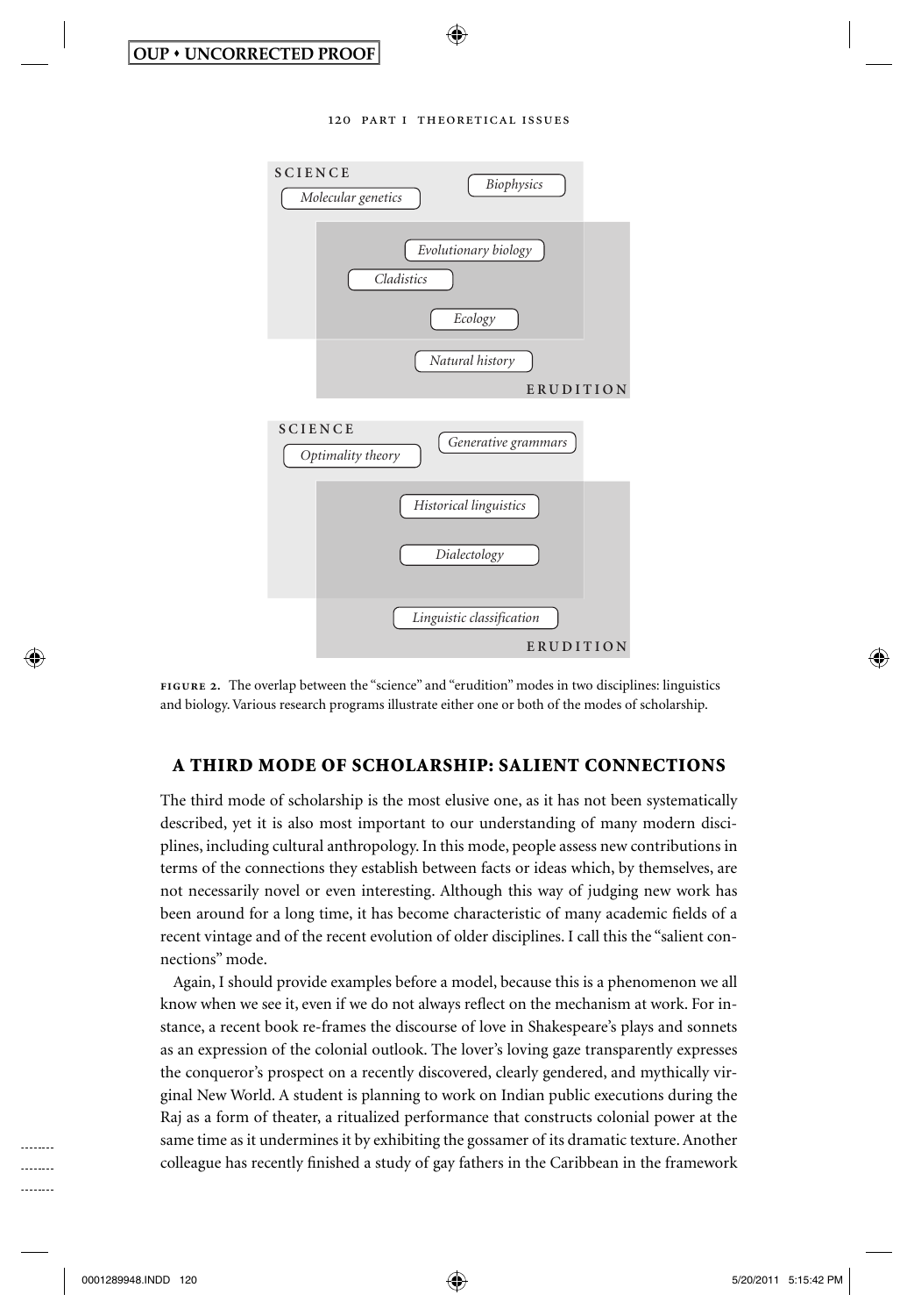SCIENCE

*Molecular genetics*

*Biophysics*

*Evolutionary biology*

*Cladistics*

*Ecology*

*Natural history*

ERUDITION

SCIENCE

*Optimality theory*

*Generative grammars*

*Historical linguistics*

*Dialectology*

*Linguistic classification*

ERUDITION

**FIGURE 2.** The overlap between the "science" and "erudition" modes in two disciplines: linguistics and biology. Various research programs illustrate either one or both of the modes of scholarship.

## A THIRD MODE OF SCHOLARSHIP: SALIENT CONNECTIONS

The third mode of scholarship is the most elusive one, as it has not been systematically described, yet it is also most important to our understanding of many modern disciplines, including cultural anthropology. In this mode, people assess new contributions in terms of the connections they establish between facts or ideas which, by themselves, are not necessarily novel or even interesting. Although this way of judging new work has been around for a long time, it has become characteristic of many academic fields of a recent vintage and of the recent evolution of older disciplines. I call this the "salient connections" mode.

Again, I should provide examples before a model, because this is a phenomenon we all know when we see it, even if we do not always reflect on the mechanism at work. For instance, a recent book re-frames the discourse of love in Shakespeare's plays and sonnets as an expression of the colonial outlook. The lover's loving gaze transparently expresses the conqueror's prospect on a recently discovered, clearly gendered, and mythically virginal New World. A student is planning to work on Indian public executions during the Raj as a form of theater, a ritualized performance that constructs colonial power at the same time as it undermines it by exhibiting the gossamer of its dramatic texture. Another colleague has recently finished a study of gay fathers in the Caribbean in the framework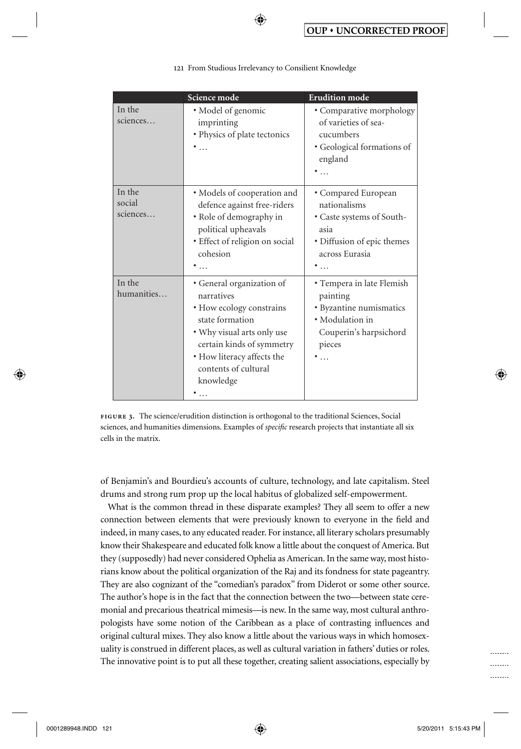| | Science mode | Erudition mode |
|---|---|---|
| In the sciences… | • Model of genomic imprinting<br>• Physics of plate tectonics<br>• … | • Comparative morphology of varieties of sea-cucumbers<br>• Geological formations of england<br>• … |
| In the social sciences… | • Models of cooperation and defence against free-riders<br>• Role of demography in political upheavals<br>• Effect of religion on social cohesion<br>• … | • Compared European nationalisms<br>• Caste systems of South-asia<br>• Diffusion of epic themes across Eurasia<br>• … |
| In the humanities… | • General organization of narratives<br>• How ecology constrains state formation<br>• Why visual arts only use certain kinds of symmetry<br>• How literacy affects the contents of cultural knowledge<br>• … | • Tempera in late Flemish painting<br>• Byzantine numismatics<br>• Modulation in Couperin's harpsichord pieces<br>• … |

**FIGURE 3.** The science/erudition distinction is orthogonal to the traditional Sciences, Social sciences, and humanities dimensions. Examples of *specific* research projects that instantiate all six cells in the matrix.

of Benjamin's and Bourdieu's accounts of culture, technology, and late capitalism. Steel drums and strong rum prop up the local habitus of globalized self-empowerment.

What is the common thread in these disparate examples? They all seem to offer a new connection between elements that were previously known to everyone in the field and indeed, in many cases, to any educated reader. For instance, all literary scholars presumably know their Shakespeare and educated folk know a little about the conquest of America. But they (supposedly) had never considered Ophelia as American. In the same way, most historians know about the political organization of the Raj and its fondness for state pageantry. They are also cognizant of the "comedian's paradox" from Diderot or some other source. The author's hope is in the fact that the connection between the two—between state ceremonial and precarious theatrical mimesis—is new. In the same way, most cultural anthropologists have some notion of the Caribbean as a place of contrasting influences and original cultural mixes. They also know a little about the various ways in which homosexuality is construed in different places, as well as cultural variation in fathers' duties or roles. The innovative point is to put all these together, creating salient associations, especially by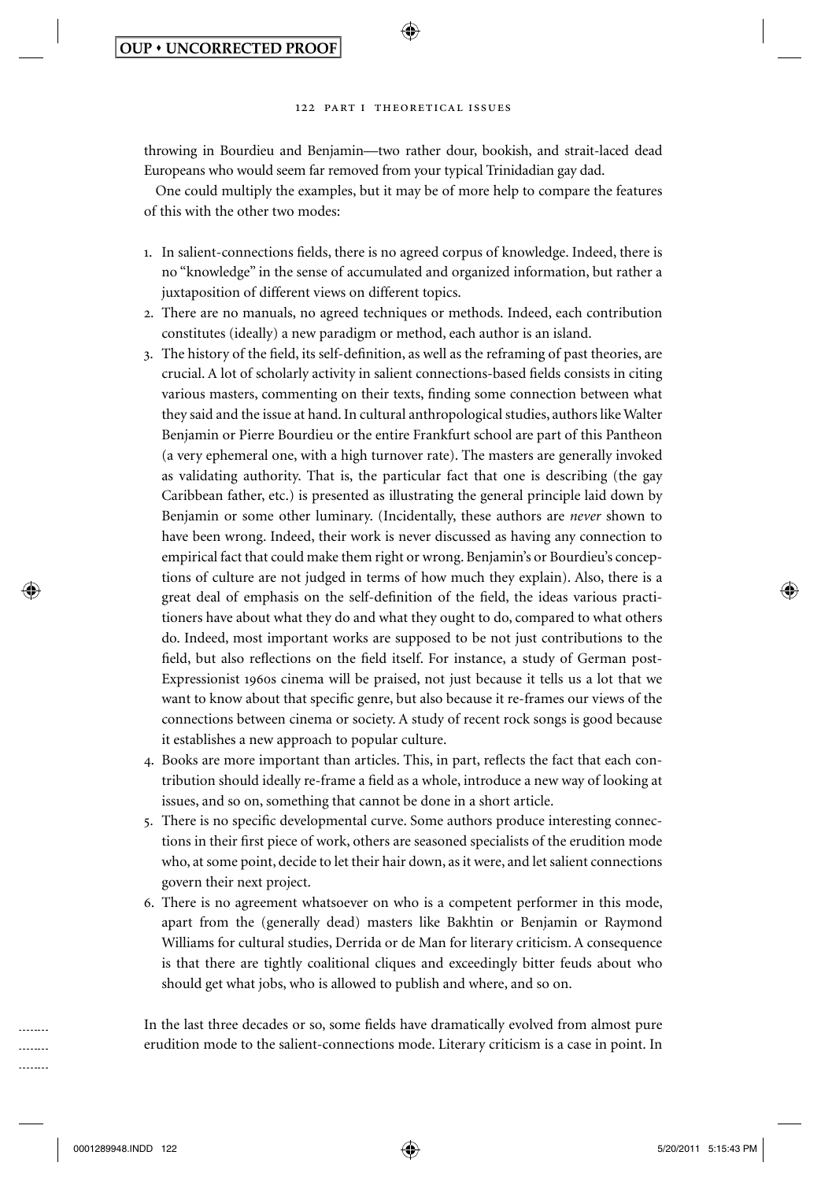throwing in Bourdieu and Benjamin—two rather dour, bookish, and strait-laced dead Europeans who would seem far removed from your typical Trinidadian gay dad.

One could multiply the examples, but it may be of more help to compare the features of this with the other two modes:

1. In salient-connections fields, there is no agreed corpus of knowledge. Indeed, there is no "knowledge" in the sense of accumulated and organized information, but rather a juxtaposition of different views on different topics.
2. There are no manuals, no agreed techniques or methods. Indeed, each contribution constitutes (ideally) a new paradigm or method, each author is an island.
3. The history of the field, its self-definition, as well as the reframing of past theories, are crucial. A lot of scholarly activity in salient connections-based fields consists in citing various masters, commenting on their texts, finding some connection between what they said and the issue at hand. In cultural anthropological studies, authors like Walter Benjamin or Pierre Bourdieu or the entire Frankfurt school are part of this Pantheon (a very ephemeral one, with a high turnover rate). The masters are generally invoked as validating authority. That is, the particular fact that one is describing (the gay Caribbean father, etc.) is presented as illustrating the general principle laid down by Benjamin or some other luminary. (Incidentally, these authors are *never* shown to have been wrong. Indeed, their work is never discussed as having any connection to empirical fact that could make them right or wrong. Benjamin's or Bourdieu's conceptions of culture are not judged in terms of how much they explain). Also, there is a great deal of emphasis on the self-definition of the field, the ideas various practitioners have about what they do and what they ought to do, compared to what others do. Indeed, most important works are supposed to be not just contributions to the field, but also reflections on the field itself. For instance, a study of German post-Expressionist 1960s cinema will be praised, not just because it tells us a lot that we want to know about that specific genre, but also because it re-frames our views of the connections between cinema or society. A study of recent rock songs is good because it establishes a new approach to popular culture.
4. Books are more important than articles. This, in part, reflects the fact that each contribution should ideally re-frame a field as a whole, introduce a new way of looking at issues, and so on, something that cannot be done in a short article.
5. There is no specific developmental curve. Some authors produce interesting connections in their first piece of work, others are seasoned specialists of the erudition mode who, at some point, decide to let their hair down, as it were, and let salient connections govern their next project.
6. There is no agreement whatsoever on who is a competent performer in this mode, apart from the (generally dead) masters like Bakhtin or Benjamin or Raymond Williams for cultural studies, Derrida or de Man for literary criticism. A consequence is that there are tightly coalitional cliques and exceedingly bitter feuds about who should get what jobs, who is allowed to publish and where, and so on.

In the last three decades or so, some fields have dramatically evolved from almost pure erudition mode to the salient-connections mode. Literary criticism is a case in point. In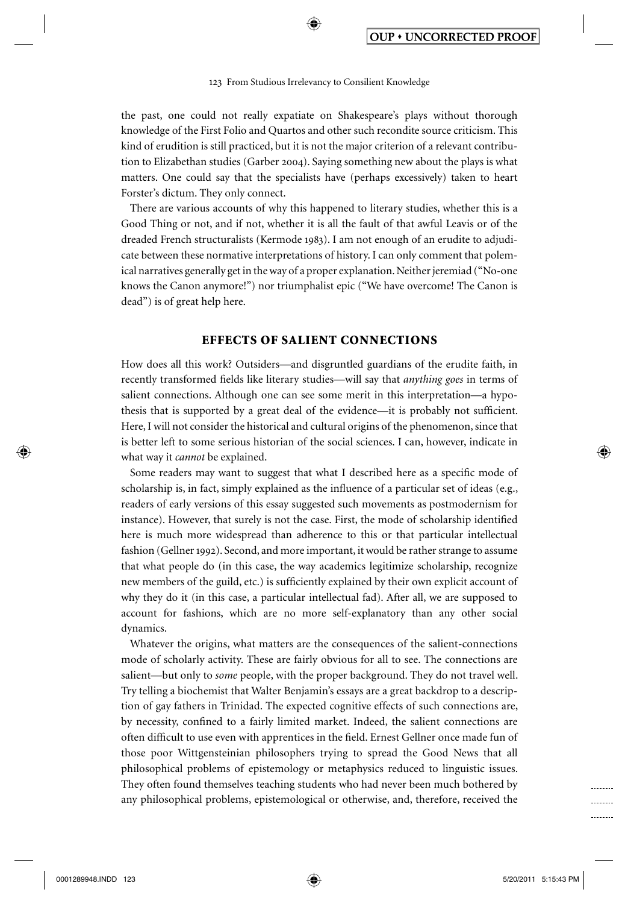the past, one could not really expatiate on Shakespeare's plays without thorough knowledge of the First Folio and Quartos and other such recondite source criticism. This kind of erudition is still practiced, but it is not the major criterion of a relevant contribution to Elizabethan studies (Garber 2004). Saying something new about the plays is what matters. One could say that the specialists have (perhaps excessively) taken to heart Forster's dictum. They only connect.

There are various accounts of why this happened to literary studies, whether this is a Good Thing or not, and if not, whether it is all the fault of that awful Leavis or of the dreaded French structuralists (Kermode 1983). I am not enough of an erudite to adjudicate between these normative interpretations of history. I can only comment that polemical narratives generally get in the way of a proper explanation. Neither jeremiad ("No-one knows the Canon anymore!") nor triumphalist epic ("We have overcome! The Canon is dead") is of great help here.

## EFFECTS OF SALIENT CONNECTIONS

How does all this work? Outsiders—and disgruntled guardians of the erudite faith, in recently transformed fields like literary studies—will say that *anything goes* in terms of salient connections. Although one can see some merit in this interpretation—a hypothesis that is supported by a great deal of the evidence—it is probably not sufficient. Here, I will not consider the historical and cultural origins of the phenomenon, since that is better left to some serious historian of the social sciences. I can, however, indicate in what way it *cannot* be explained.

Some readers may want to suggest that what I described here as a specific mode of scholarship is, in fact, simply explained as the influence of a particular set of ideas (e.g., readers of early versions of this essay suggested such movements as postmodernism for instance). However, that surely is not the case. First, the mode of scholarship identified here is much more widespread than adherence to this or that particular intellectual fashion (Gellner 1992). Second, and more important, it would be rather strange to assume that what people do (in this case, the way academics legitimize scholarship, recognize new members of the guild, etc.) is sufficiently explained by their own explicit account of why they do it (in this case, a particular intellectual fad). After all, we are supposed to account for fashions, which are no more self-explanatory than any other social dynamics.

Whatever the origins, what matters are the consequences of the salient-connections mode of scholarly activity. These are fairly obvious for all to see. The connections are salient—but only to *some* people, with the proper background. They do not travel well. Try telling a biochemist that Walter Benjamin's essays are a great backdrop to a description of gay fathers in Trinidad. The expected cognitive effects of such connections are, by necessity, confined to a fairly limited market. Indeed, the salient connections are often difficult to use even with apprentices in the field. Ernest Gellner once made fun of those poor Wittgensteinian philosophers trying to spread the Good News that all philosophical problems of epistemology or metaphysics reduced to linguistic issues. They often found themselves teaching students who had never been much bothered by any philosophical problems, epistemological or otherwise, and, therefore, received the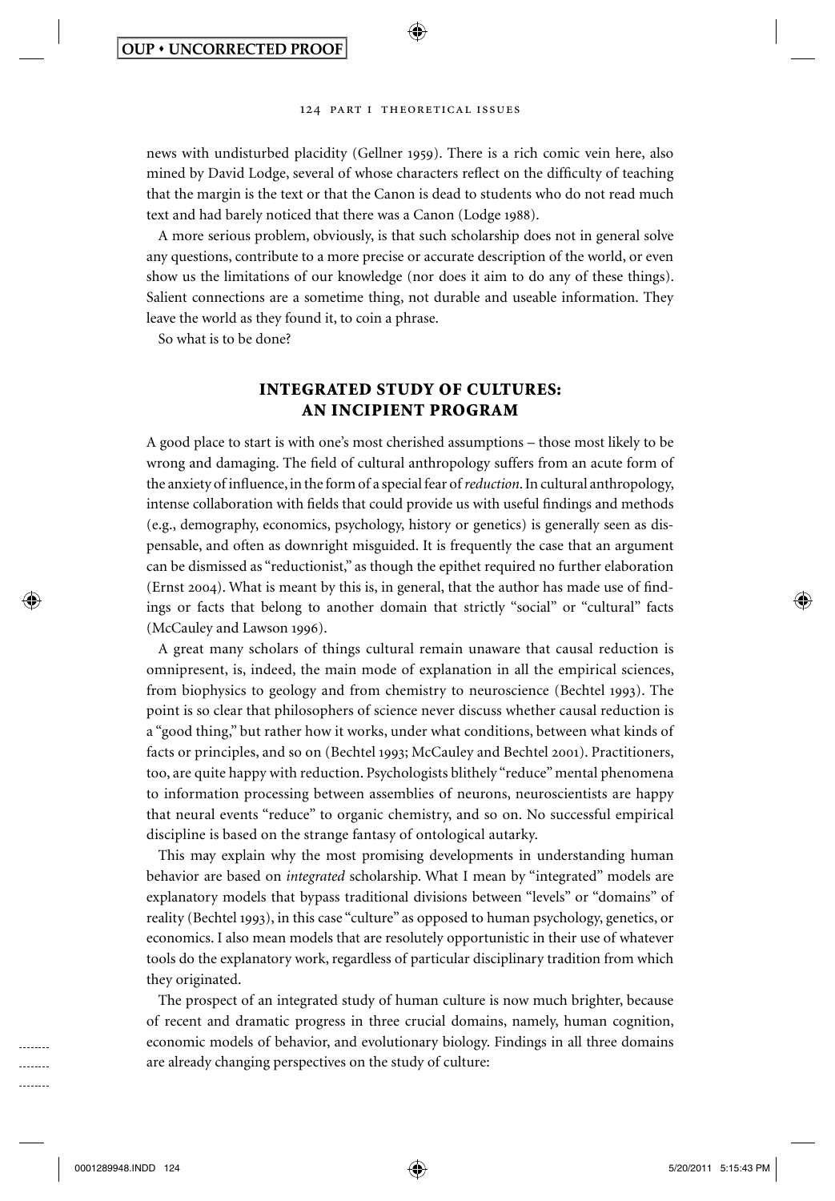news with undisturbed placidity (Gellner 1959). There is a rich comic vein here, also mined by David Lodge, several of whose characters reflect on the difficulty of teaching that the margin is the text or that the Canon is dead to students who do not read much text and had barely noticed that there was a Canon (Lodge 1988).

A more serious problem, obviously, is that such scholarship does not in general solve any questions, contribute to a more precise or accurate description of the world, or even show us the limitations of our knowledge (nor does it aim to do any of these things). Salient connections are a sometime thing, not durable and useable information. They leave the world as they found it, to coin a phrase.

So what is to be done?

## INTEGRATED STUDY OF CULTURES: AN INCIPIENT PROGRAM

A good place to start is with one's most cherished assumptions – those most likely to be wrong and damaging. The field of cultural anthropology suffers from an acute form of the anxiety of influence, in the form of a special fear of *reduction*. In cultural anthropology, intense collaboration with fields that could provide us with useful findings and methods (e.g., demography, economics, psychology, history or genetics) is generally seen as dispensable, and often as downright misguided. It is frequently the case that an argument can be dismissed as "reductionist," as though the epithet required no further elaboration (Ernst 2004). What is meant by this is, in general, that the author has made use of findings or facts that belong to another domain that strictly "social" or "cultural" facts (McCauley and Lawson 1996).

A great many scholars of things cultural remain unaware that causal reduction is omnipresent, is, indeed, the main mode of explanation in all the empirical sciences, from biophysics to geology and from chemistry to neuroscience (Bechtel 1993). The point is so clear that philosophers of science never discuss whether causal reduction is a "good thing," but rather how it works, under what conditions, between what kinds of facts or principles, and so on (Bechtel 1993; McCauley and Bechtel 2001). Practitioners, too, are quite happy with reduction. Psychologists blithely "reduce" mental phenomena to information processing between assemblies of neurons, neuroscientists are happy that neural events "reduce" to organic chemistry, and so on. No successful empirical discipline is based on the strange fantasy of ontological autarky.

This may explain why the most promising developments in understanding human behavior are based on *integrated* scholarship. What I mean by "integrated" models are explanatory models that bypass traditional divisions between "levels" or "domains" of reality (Bechtel 1993), in this case "culture" as opposed to human psychology, genetics, or economics. I also mean models that are resolutely opportunistic in their use of whatever tools do the explanatory work, regardless of particular disciplinary tradition from which they originated.

The prospect of an integrated study of human culture is now much brighter, because of recent and dramatic progress in three crucial domains, namely, human cognition, economic models of behavior, and evolutionary biology. Findings in all three domains are already changing perspectives on the study of culture: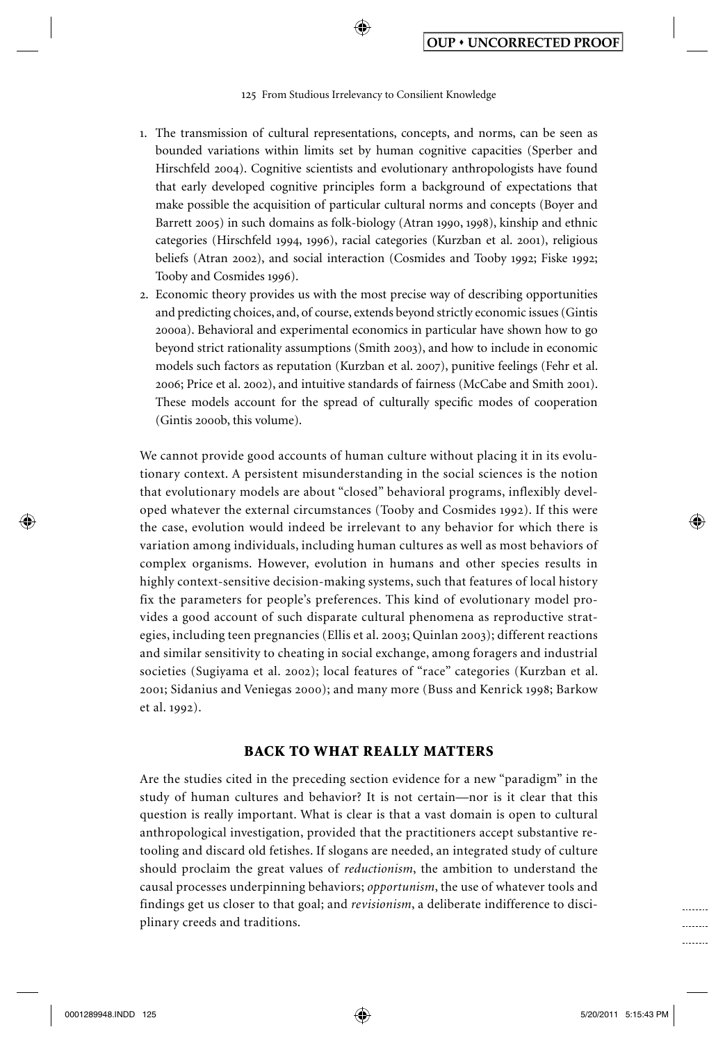1. The transmission of cultural representations, concepts, and norms, can be seen as bounded variations within limits set by human cognitive capacities (Sperber and Hirschfeld 2004). Cognitive scientists and evolutionary anthropologists have found that early developed cognitive principles form a background of expectations that make possible the acquisition of particular cultural norms and concepts (Boyer and Barrett 2005) in such domains as folk-biology (Atran 1990, 1998), kinship and ethnic categories (Hirschfeld 1994, 1996), racial categories (Kurzban et al. 2001), religious beliefs (Atran 2002), and social interaction (Cosmides and Tooby 1992; Fiske 1992; Tooby and Cosmides 1996).
2. Economic theory provides us with the most precise way of describing opportunities and predicting choices, and, of course, extends beyond strictly economic issues (Gintis 2000a). Behavioral and experimental economics in particular have shown how to go beyond strict rationality assumptions (Smith 2003), and how to include in economic models such factors as reputation (Kurzban et al. 2007), punitive feelings (Fehr et al. 2006; Price et al. 2002), and intuitive standards of fairness (McCabe and Smith 2001). These models account for the spread of culturally specific modes of cooperation (Gintis 2000b, this volume).

We cannot provide good accounts of human culture without placing it in its evolutionary context. A persistent misunderstanding in the social sciences is the notion that evolutionary models are about "closed" behavioral programs, inflexibly developed whatever the external circumstances (Tooby and Cosmides 1992). If this were the case, evolution would indeed be irrelevant to any behavior for which there is variation among individuals, including human cultures as well as most behaviors of complex organisms. However, evolution in humans and other species results in highly context-sensitive decision-making systems, such that features of local history fix the parameters for people's preferences. This kind of evolutionary model provides a good account of such disparate cultural phenomena as reproductive strategies, including teen pregnancies (Ellis et al. 2003; Quinlan 2003); different reactions and similar sensitivity to cheating in social exchange, among foragers and industrial societies (Sugiyama et al. 2002); local features of "race" categories (Kurzban et al. 2001; Sidanius and Veniegas 2000); and many more (Buss and Kenrick 1998; Barkow et al. 1992).

## BACK TO WHAT REALLY MATTERS

Are the studies cited in the preceding section evidence for a new "paradigm" in the study of human cultures and behavior? It is not certain—nor is it clear that this question is really important. What is clear is that a vast domain is open to cultural anthropological investigation, provided that the practitioners accept substantive retooling and discard old fetishes. If slogans are needed, an integrated study of culture should proclaim the great values of *reductionism*, the ambition to understand the causal processes underpinning behaviors; *opportunism*, the use of whatever tools and findings get us closer to that goal; and *revisionism*, a deliberate indifference to disciplinary creeds and traditions.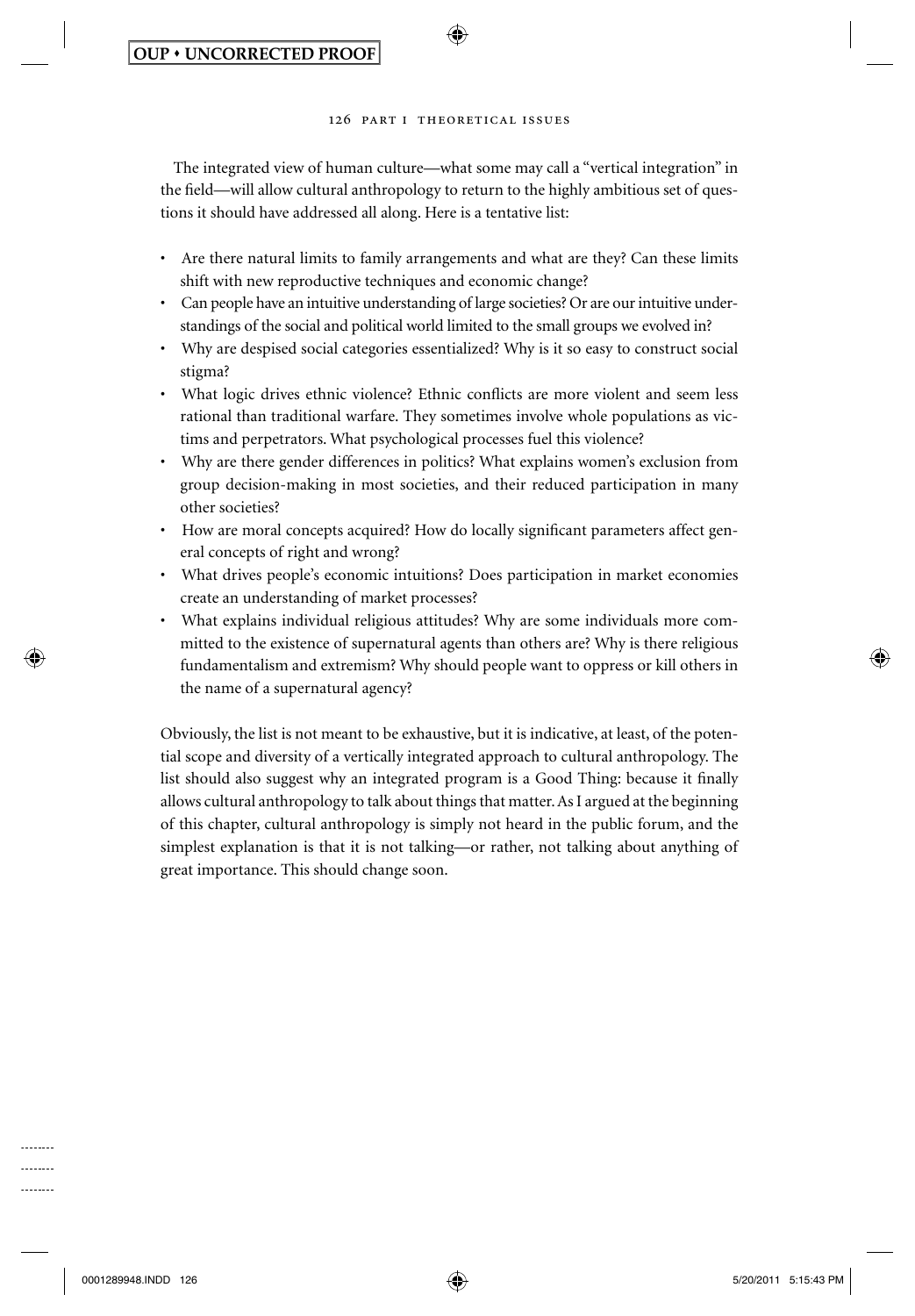The integrated view of human culture—what some may call a "vertical integration" in the field—will allow cultural anthropology to return to the highly ambitious set of questions it should have addressed all along. Here is a tentative list:

- Are there natural limits to family arrangements and what are they? Can these limits shift with new reproductive techniques and economic change?
- Can people have an intuitive understanding of large societies? Or are our intuitive understandings of the social and political world limited to the small groups we evolved in?
- Why are despised social categories essentialized? Why is it so easy to construct social stigma?
- What logic drives ethnic violence? Ethnic conflicts are more violent and seem less rational than traditional warfare. They sometimes involve whole populations as victims and perpetrators. What psychological processes fuel this violence?
- Why are there gender differences in politics? What explains women's exclusion from group decision-making in most societies, and their reduced participation in many other societies?
- How are moral concepts acquired? How do locally significant parameters affect general concepts of right and wrong?
- What drives people's economic intuitions? Does participation in market economies create an understanding of market processes?
- What explains individual religious attitudes? Why are some individuals more committed to the existence of supernatural agents than others are? Why is there religious fundamentalism and extremism? Why should people want to oppress or kill others in the name of a supernatural agency?

Obviously, the list is not meant to be exhaustive, but it is indicative, at least, of the potential scope and diversity of a vertically integrated approach to cultural anthropology. The list should also suggest why an integrated program is a Good Thing: because it finally allows cultural anthropology to talk about things that matter. As I argued at the beginning of this chapter, cultural anthropology is simply not heard in the public forum, and the simplest explanation is that it is not talking—or rather, not talking about anything of great importance. This should change soon.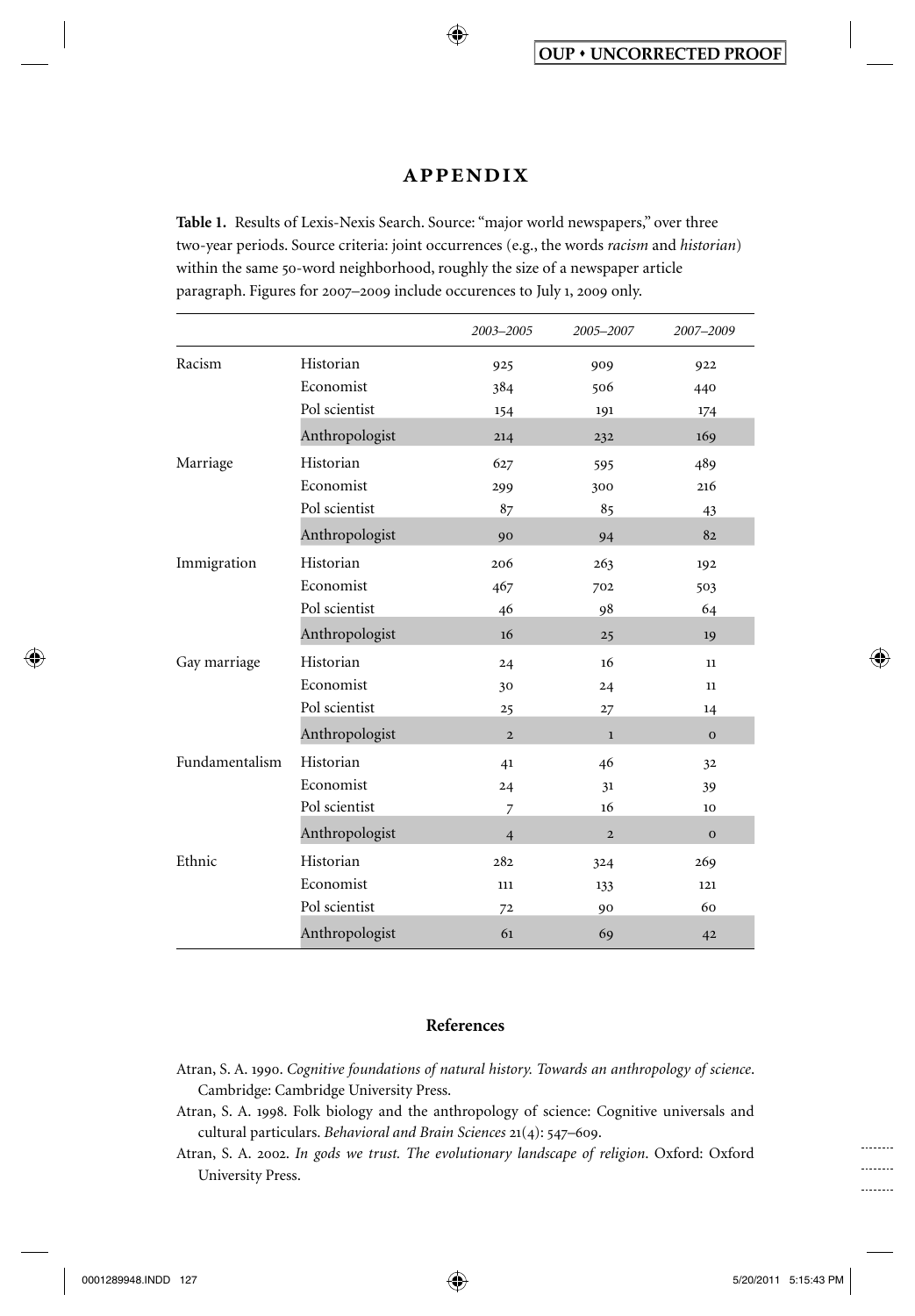# APPENDIX

**Table 1.** Results of Lexis-Nexis Search. Source: "major world newspapers," over three two-year periods. Source criteria: joint occurrences (e.g., the words *racism* and *historian*) within the same 50-word neighborhood, roughly the size of a newspaper article paragraph. Figures for 2007–2009 include occurences to July 1, 2009 only.

| | | *2003–2005* | *2005–2007* | *2007–2009* |
|---|---|---|---|---|
| Racism | Historian | 925 | 909 | 922 |
| | Economist | 384 | 506 | 440 |
| | Pol scientist | 154 | 191 | 174 |
| | Anthropologist | 214 | 232 | 169 |
| Marriage | Historian | 627 | 595 | 489 |
| | Economist | 299 | 300 | 216 |
| | Pol scientist | 87 | 85 | 43 |
| | Anthropologist | 90 | 94 | 82 |
| Immigration | Historian | 206 | 263 | 192 |
| | Economist | 467 | 702 | 503 |
| | Pol scientist | 46 | 98 | 64 |
| | Anthropologist | 16 | 25 | 19 |
| Gay marriage | Historian | 24 | 16 | 11 |
| | Economist | 30 | 24 | 11 |
| | Pol scientist | 25 | 27 | 14 |
| | Anthropologist | 2 | 1 | 0 |
| Fundamentalism | Historian | 41 | 46 | 32 |
| | Economist | 24 | 31 | 39 |
| | Pol scientist | 7 | 16 | 10 |
| | Anthropologist | 4 | 2 | 0 |
| Ethnic | Historian | 282 | 324 | 269 |
| | Economist | 111 | 133 | 121 |
| | Pol scientist | 72 | 90 | 60 |
| | Anthropologist | 61 | 69 | 42 |

## References

Atran, S. A. 1990. *Cognitive foundations of natural history. Towards an anthropology of science*. Cambridge: Cambridge University Press.

Atran, S. A. 1998. Folk biology and the anthropology of science: Cognitive universals and cultural particulars. *Behavioral and Brain Sciences* 21(4): 547–609.

Atran, S. A. 2002. *In gods we trust. The evolutionary landscape of religion*. Oxford: Oxford University Press.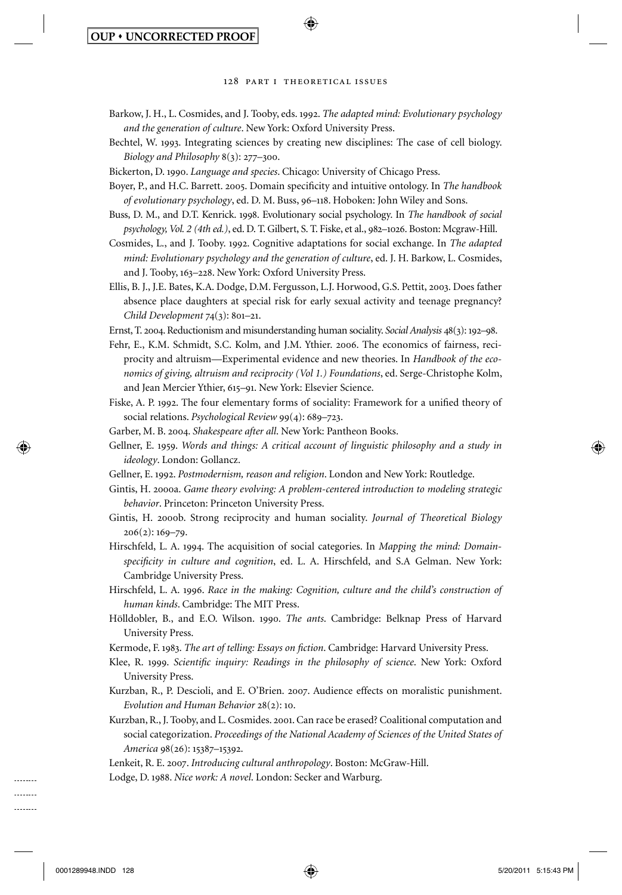Barkow, J. H., L. Cosmides, and J. Tooby, eds. 1992. *The adapted mind: Evolutionary psychology and the generation of culture*. New York: Oxford University Press.

Bechtel, W. 1993. Integrating sciences by creating new disciplines: The case of cell biology. *Biology and Philosophy* 8(3): 277–300.

Bickerton, D. 1990. *Language and species*. Chicago: University of Chicago Press.

Boyer, P., and H.C. Barrett. 2005. Domain specificity and intuitive ontology. In *The handbook of evolutionary psychology*, ed. D. M. Buss, 96–118. Hoboken: John Wiley and Sons.

Buss, D. M., and D.T. Kenrick. 1998. Evolutionary social psychology. In *The handbook of social psychology, Vol. 2 (4th ed.)*, ed. D. T. Gilbert, S. T. Fiske, et al., 982–1026. Boston: Mcgraw-Hill.

Cosmides, L., and J. Tooby. 1992. Cognitive adaptations for social exchange. In *The adapted mind: Evolutionary psychology and the generation of culture*, ed. J. H. Barkow, L. Cosmides, and J. Tooby, 163–228. New York: Oxford University Press.

Ellis, B. J., J.E. Bates, K.A. Dodge, D.M. Fergusson, L.J. Horwood, G.S. Pettit, 2003. Does father absence place daughters at special risk for early sexual activity and teenage pregnancy? *Child Development* 74(3): 801–21.

Ernst, T. 2004. Reductionism and misunderstanding human sociality. *Social Analysis* 48(3): 192–98.

Fehr, E., K.M. Schmidt, S.C. Kolm, and J.M. Ythier. 2006. The economics of fairness, reciprocity and altruism—Experimental evidence and new theories. In *Handbook of the economics of giving, altruism and reciprocity (Vol 1.) Foundations*, ed. Serge-Christophe Kolm, and Jean Mercier Ythier, 615–91. New York: Elsevier Science.

Fiske, A. P. 1992. The four elementary forms of sociality: Framework for a unified theory of social relations. *Psychological Review* 99(4): 689–723.

Garber, M. B. 2004. *Shakespeare after all*. New York: Pantheon Books.

Gellner, E. 1959. *Words and things: A critical account of linguistic philosophy and a study in ideology*. London: Gollancz.

Gellner, E. 1992. *Postmodernism, reason and religion*. London and New York: Routledge.

Gintis, H. 2000a. *Game theory evolving: A problem-centered introduction to modeling strategic behavior*. Princeton: Princeton University Press.

Gintis, H. 2000b. Strong reciprocity and human sociality. *Journal of Theoretical Biology* 206(2): 169–79.

Hirschfeld, L. A. 1994. The acquisition of social categories. In *Mapping the mind: Domain-specificity in culture and cognition*, ed. L. A. Hirschfeld, and S.A Gelman. New York: Cambridge University Press.

Hirschfeld, L. A. 1996. *Race in the making: Cognition, culture and the child's construction of human kinds*. Cambridge: The MIT Press.

Hölldobler, B., and E.O. Wilson. 1990. *The ants*. Cambridge: Belknap Press of Harvard University Press.

Kermode, F. 1983. *The art of telling: Essays on fiction*. Cambridge: Harvard University Press.

Klee, R. 1999. *Scientific inquiry: Readings in the philosophy of science*. New York: Oxford University Press.

Kurzban, R., P. Descioli, and E. O'Brien. 2007. Audience effects on moralistic punishment. *Evolution and Human Behavior* 28(2): 10.

Kurzban, R., J. Tooby, and L. Cosmides. 2001. Can race be erased? Coalitional computation and social categorization. *Proceedings of the National Academy of Sciences of the United States of America* 98(26): 15387–15392.

Lenkeit, R. E. 2007. *Introducing cultural anthropology*. Boston: McGraw-Hill.

Lodge, D. 1988. *Nice work: A novel*. London: Secker and Warburg.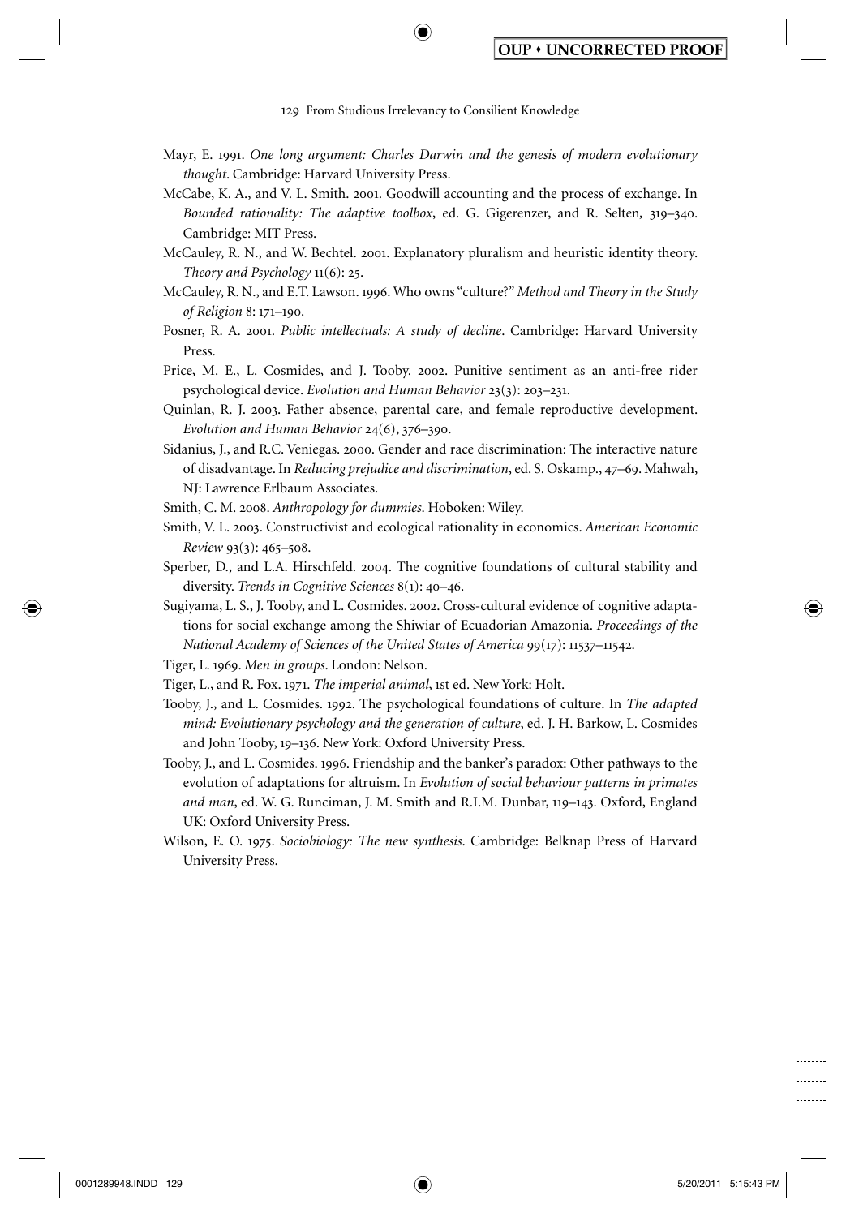Mayr, E. 1991. *One long argument: Charles Darwin and the genesis of modern evolutionary thought*. Cambridge: Harvard University Press.

McCabe, K. A., and V. L. Smith. 2001. Goodwill accounting and the process of exchange. In *Bounded rationality: The adaptive toolbox*, ed. G. Gigerenzer, and R. Selten, 319–340. Cambridge: MIT Press.

McCauley, R. N., and W. Bechtel. 2001. Explanatory pluralism and heuristic identity theory. *Theory and Psychology* 11(6): 25.

McCauley, R. N., and E.T. Lawson. 1996. Who owns "culture?" *Method and Theory in the Study of Religion* 8: 171–190.

Posner, R. A. 2001. *Public intellectuals: A study of decline*. Cambridge: Harvard University Press.

Price, M. E., L. Cosmides, and J. Tooby. 2002. Punitive sentiment as an anti-free rider psychological device. *Evolution and Human Behavior* 23(3): 203–231.

Quinlan, R. J. 2003. Father absence, parental care, and female reproductive development. *Evolution and Human Behavior* 24(6), 376–390.

Sidanius, J., and R.C. Veniegas. 2000. Gender and race discrimination: The interactive nature of disadvantage. In *Reducing prejudice and discrimination*, ed. S. Oskamp., 47–69. Mahwah, NJ: Lawrence Erlbaum Associates.

Smith, C. M. 2008. *Anthropology for dummies*. Hoboken: Wiley.

Smith, V. L. 2003. Constructivist and ecological rationality in economics. *American Economic Review* 93(3): 465–508.

Sperber, D., and L.A. Hirschfeld. 2004. The cognitive foundations of cultural stability and diversity. *Trends in Cognitive Sciences* 8(1): 40–46.

Sugiyama, L. S., J. Tooby, and L. Cosmides. 2002. Cross-cultural evidence of cognitive adaptations for social exchange among the Shiwiar of Ecuadorian Amazonia. *Proceedings of the National Academy of Sciences of the United States of America* 99(17): 11537–11542.

Tiger, L. 1969. *Men in groups*. London: Nelson.

Tiger, L., and R. Fox. 1971. *The imperial animal*, 1st ed. New York: Holt.

Tooby, J., and L. Cosmides. 1992. The psychological foundations of culture. In *The adapted mind: Evolutionary psychology and the generation of culture*, ed. J. H. Barkow, L. Cosmides and John Tooby, 19–136. New York: Oxford University Press.

Tooby, J., and L. Cosmides. 1996. Friendship and the banker's paradox: Other pathways to the evolution of adaptations for altruism. In *Evolution of social behaviour patterns in primates and man*, ed. W. G. Runciman, J. M. Smith and R.I.M. Dunbar, 119–143. Oxford, England UK: Oxford University Press.

Wilson, E. O. 1975. *Sociobiology: The new synthesis*. Cambridge: Belknap Press of Harvard University Press.